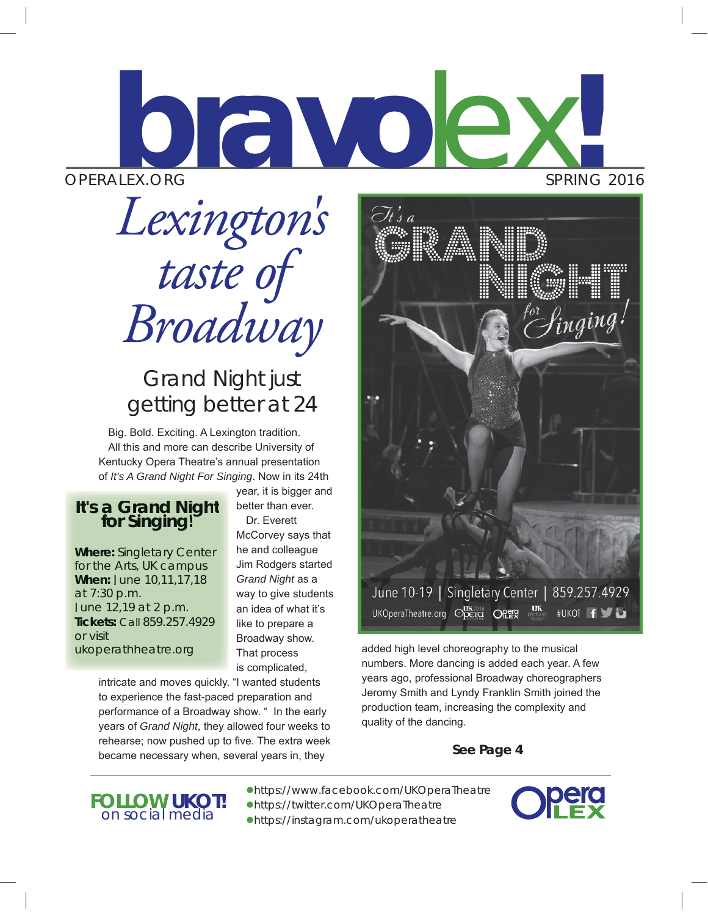# bravolex!

OPERALEX.ORG SPRING 2016

# *Lexington's taste of Broadway*

## Grand Night just getting better at 24

Big. Bold. Exciting. A Lexington tradition.

All this and more can describe University of Kentucky Opera Theatre's annual presentation of *It's A Grand Night For Singing*. Now in its 24th year, it is bigger and better than ever.

Dr. Everett McCorvey says that he and colleague Jim Rodgers started *Grand Night* as a way to give students an idea of what it's like to prepare a Broadway show. That process is complicated, intricate and moves quickly. "I wanted students to experience the fast-paced preparation and performance of a Broadway show. " In the early years of *Grand Night*, they allowed four weeks to rehearse; now pushed up to five. The extra week became necessary when, several years in, they added high level choreography to the musical numbers. More dancing is added each year. A few years ago, professional Broadway choreographers Jeromy Smith and Lyndy Franklin Smith joined the production team, increasing the complexity and quality of the dancing.

**See Page 4**

### It's a Grand Night for Singing!

**Where:** Singletary Center for the Arts, UK campus
**When:** June 10,11,17,18 at 7:30 p.m.
June 12,19 at 2 p.m.
**Tickets:** Call 859.257.4929 or visit ukoperathheatre.org

It's a GRAND NIGHT for Singing!

June 10-19 | Singletary Center | 859.257.4929

UKOperaTheatre.org #UKOT

**FOLLOW UKOT!** on social media

- https://www.facebook.com/UKOperaTheatre
- https://twitter.com/UKOperaTheatre
- https://instagram.com/ukoperatheatre

Opera LEX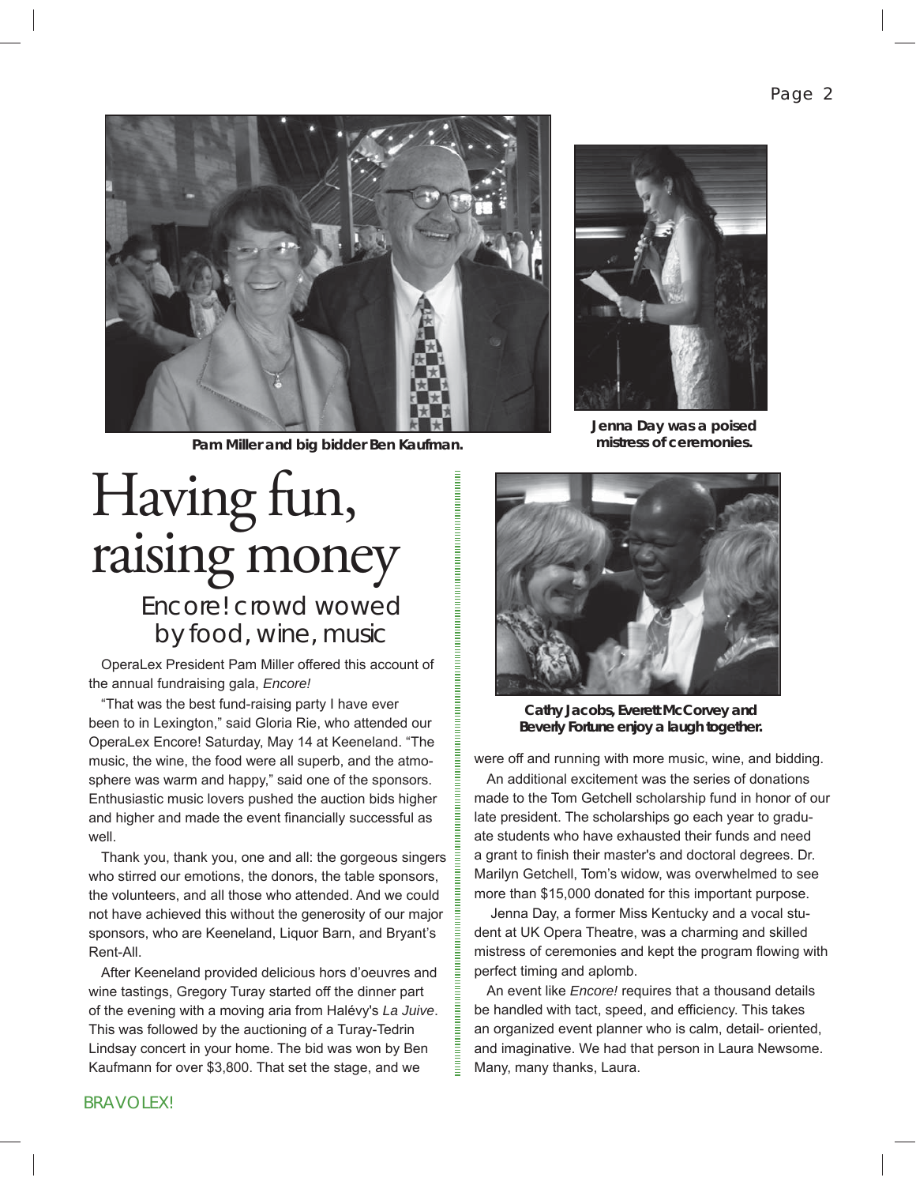Pam Miller and big bidder Ben Kaufman.

Jenna Day was a poised mistress of ceremonies.

# Having fun, raising money

## Encore! crowd wowed by food, wine, music

OperaLex President Pam Miller offered this account of the annual fundraising gala, *Encore!*

"That was the best fund-raising party I have ever been to in Lexington," said Gloria Rie, who attended our OperaLex Encore! Saturday, May 14 at Keeneland. "The music, the wine, the food were all superb, and the atmosphere was warm and happy," said one of the sponsors. Enthusiastic music lovers pushed the auction bids higher and higher and made the event financially successful as well.

Thank you, thank you, one and all: the gorgeous singers who stirred our emotions, the donors, the table sponsors, the volunteers, and all those who attended. And we could not have achieved this without the generosity of our major sponsors, who are Keeneland, Liquor Barn, and Bryant's Rent-All.

After Keeneland provided delicious hors d'oeuvres and wine tastings, Gregory Turay started off the dinner part of the evening with a moving aria from Halévy's *La Juive*. This was followed by the auctioning of a Turay-Tedrin Lindsay concert in your home. The bid was won by Ben Kaufmann for over $3,800. That set the stage, and we were off and running with more music, wine, and bidding.

Cathy Jacobs, Everett McCorvey and Beverly Fortune enjoy a laugh together.

An additional excitement was the series of donations made to the Tom Getchell scholarship fund in honor of our late president. The scholarships go each year to graduate students who have exhausted their funds and need a grant to finish their master's and doctoral degrees. Dr. Marilyn Getchell, Tom's widow, was overwhelmed to see more than $15,000 donated for this important purpose.

Jenna Day, a former Miss Kentucky and a vocal student at UK Opera Theatre, was a charming and skilled mistress of ceremonies and kept the program flowing with perfect timing and aplomb.

An event like *Encore!* requires that a thousand details be handled with tact, speed, and efficiency. This takes an organized event planner who is calm, detail- oriented, and imaginative. We had that person in Laura Newsome. Many, many thanks, Laura.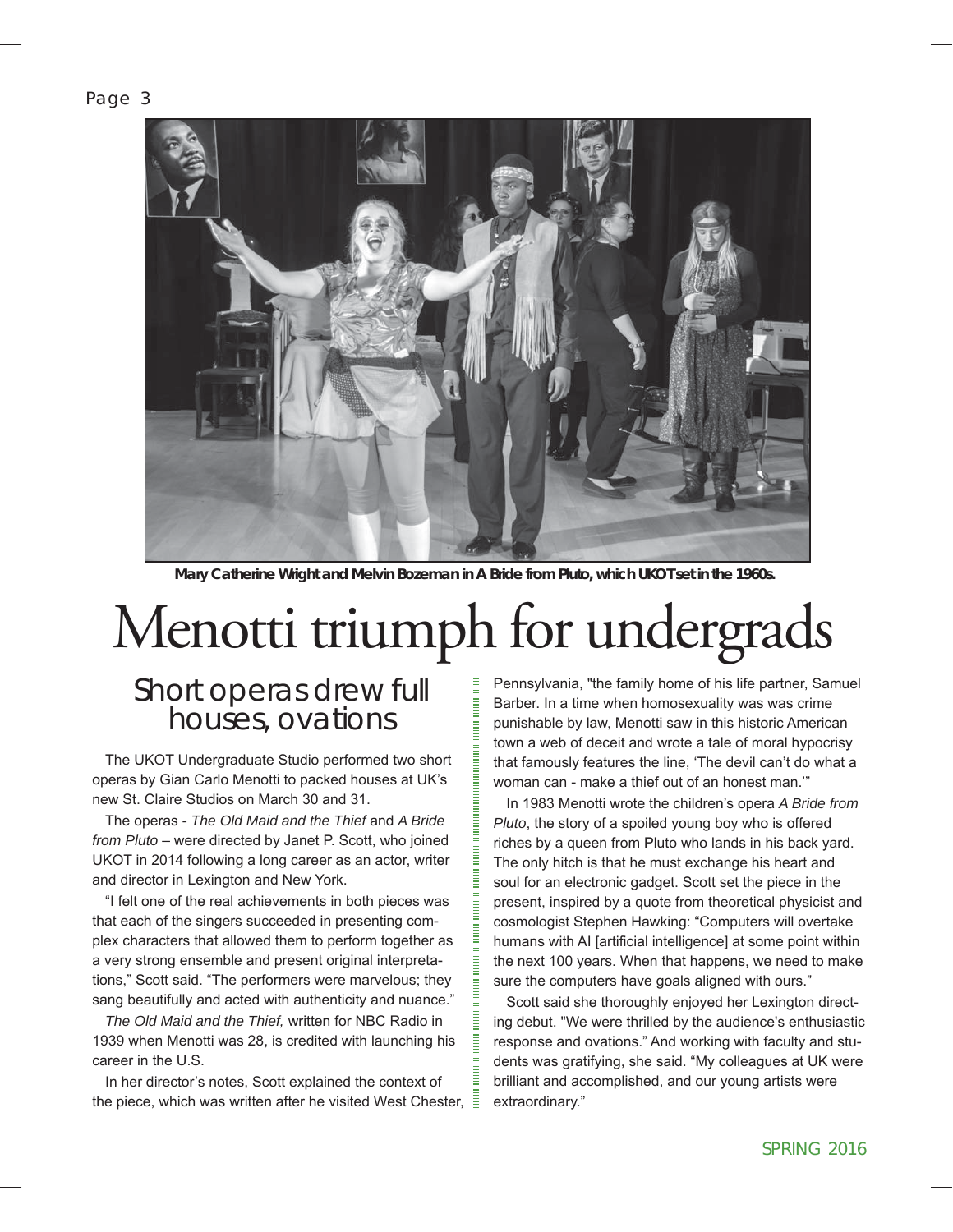Mary Catherine Wright and Melvin Bozeman in A Bride from Pluto, which UKOT set in the 1960s.

# Menotti triumph for undergrads

## Short operas drew full houses, ovations

The UKOT Undergraduate Studio performed two short operas by Gian Carlo Menotti to packed houses at UK's new St. Claire Studios on March 30 and 31.

The operas - *The Old Maid and the Thief* and *A Bride from Pluto* – were directed by Janet P. Scott, who joined UKOT in 2014 following a long career as an actor, writer and director in Lexington and New York.

"I felt one of the real achievements in both pieces was that each of the singers succeeded in presenting complex characters that allowed them to perform together as a very strong ensemble and present original interpretations," Scott said. "The performers were marvelous; they sang beautifully and acted with authenticity and nuance."

*The Old Maid and the Thief,* written for NBC Radio in 1939 when Menotti was 28, is credited with launching his career in the U.S.

In her director's notes, Scott explained the context of the piece, which was written after he visited West Chester, Pennsylvania, "the family home of his life partner, Samuel Barber. In a time when homosexuality was was crime punishable by law, Menotti saw in this historic American town a web of deceit and wrote a tale of moral hypocrisy that famously features the line, 'The devil can't do what a woman can - make a thief out of an honest man.'"

In 1983 Menotti wrote the children's opera *A Bride from Pluto*, the story of a spoiled young boy who is offered riches by a queen from Pluto who lands in his back yard. The only hitch is that he must exchange his heart and soul for an electronic gadget. Scott set the piece in the present, inspired by a quote from theoretical physicist and cosmologist Stephen Hawking: "Computers will overtake humans with AI [artificial intelligence] at some point within the next 100 years. When that happens, we need to make sure the computers have goals aligned with ours."

Scott said she thoroughly enjoyed her Lexington directing debut. "We were thrilled by the audience's enthusiastic response and ovations." And working with faculty and students was gratifying, she said. "My colleagues at UK were brilliant and accomplished, and our young artists were extraordinary."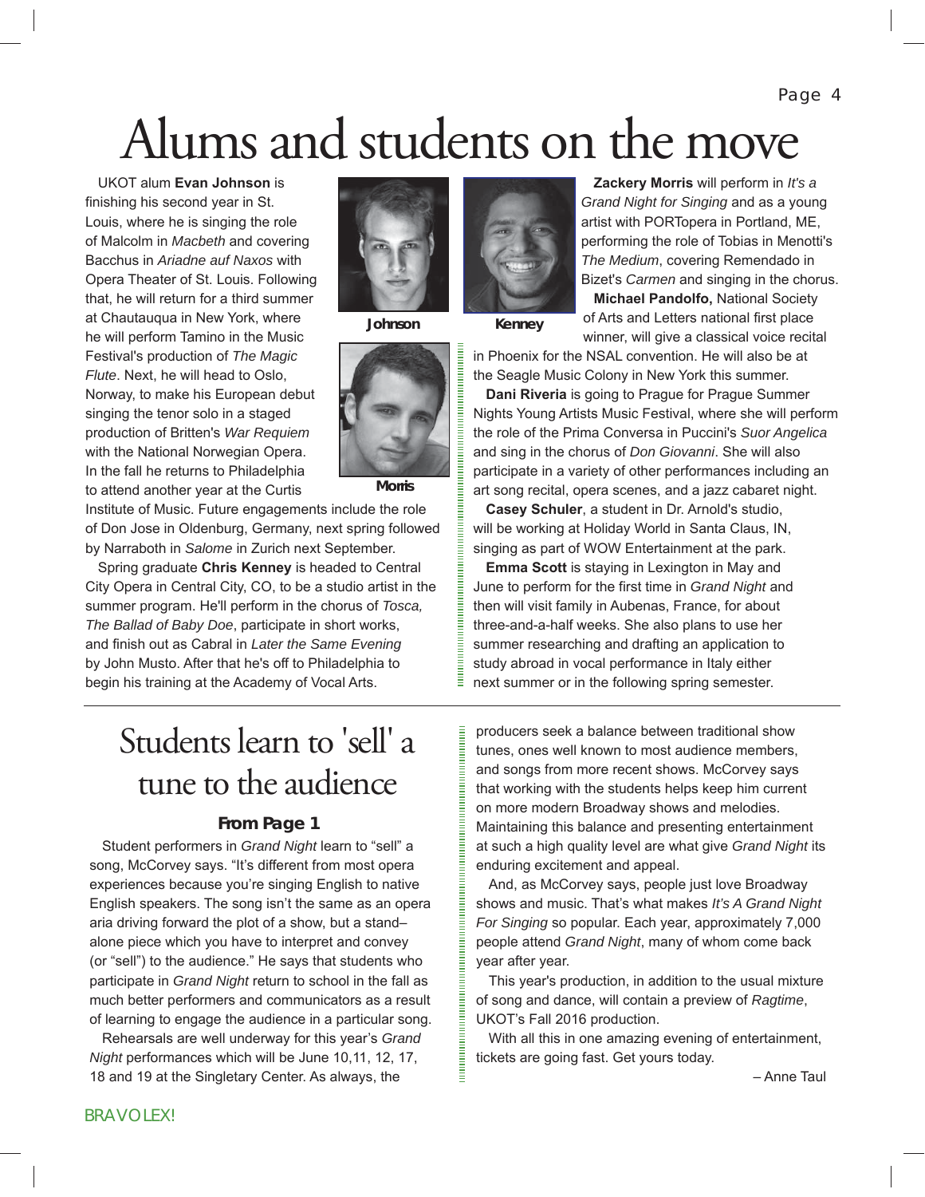# Alums and students on the move

UKOT alum **Evan Johnson** is finishing his second year in St. Louis, where he is singing the role of Malcolm in *Macbeth* and covering Bacchus in *Ariadne auf Naxos* with Opera Theater of St. Louis. Following that, he will return for a third summer at Chautauqua in New York, where he will perform Tamino in the Music Festival's production of *The Magic Flute*. Next, he will head to Oslo, Norway, to make his European debut singing the tenor solo in a staged production of Britten's *War Requiem* with the National Norwegian Opera. In the fall he returns to Philadelphia to attend another year at the Curtis Institute of Music. Future engagements include the role of Don Jose in Oldenburg, Germany, next spring followed by Narraboth in *Salome* in Zurich next September.

Johnson

Kenney

Morris

Spring graduate **Chris Kenney** is headed to Central City Opera in Central City, CO, to be a studio artist in the summer program. He'll perform in the chorus of *Tosca, The Ballad of Baby Doe*, participate in short works, and finish out as Cabral in *Later the Same Evening* by John Musto. After that he's off to Philadelphia to begin his training at the Academy of Vocal Arts.

**Zackery Morris** will perform in *It's a Grand Night for Singing* and as a young artist with PORTopera in Portland, ME, performing the role of Tobias in Menotti's *The Medium*, covering Remendado in Bizet's *Carmen* and singing in the chorus.

**Michael Pandolfo,** National Society of Arts and Letters national first place winner, will give a classical voice recital in Phoenix for the NSAL convention. He will also be at the Seagle Music Colony in New York this summer.

**Dani Riveria** is going to Prague for Prague Summer Nights Young Artists Music Festival, where she will perform the role of the Prima Conversa in Puccini's *Suor Angelica* and sing in the chorus of *Don Giovanni*. She will also participate in a variety of other performances including an art song recital, opera scenes, and a jazz cabaret night.

**Casey Schuler**, a student in Dr. Arnold's studio, will be working at Holiday World in Santa Claus, IN, singing as part of WOW Entertainment at the park.

**Emma Scott** is staying in Lexington in May and June to perform for the first time in *Grand Night* and then will visit family in Aubenas, France, for about three-and-a-half weeks. She also plans to use her summer researching and drafting an application to study abroad in vocal performance in Italy either next summer or in the following spring semester.

# Students learn to 'sell' a tune to the audience

### From Page 1

Student performers in *Grand Night* learn to "sell" a song, McCorvey says. "It's different from most opera experiences because you're singing English to native English speakers. The song isn't the same as an opera aria driving forward the plot of a show, but a stand–alone piece which you have to interpret and convey (or "sell") to the audience." He says that students who participate in *Grand Night* return to school in the fall as much better performers and communicators as a result of learning to engage the audience in a particular song.

Rehearsals are well underway for this year's *Grand Night* performances which will be June 10,11, 12, 17, 18 and 19 at the Singletary Center. As always, the producers seek a balance between traditional show tunes, ones well known to most audience members, and songs from more recent shows. McCorvey says that working with the students helps keep him current on more modern Broadway shows and melodies. Maintaining this balance and presenting entertainment at such a high quality level are what give *Grand Night* its enduring excitement and appeal.

And, as McCorvey says, people just love Broadway shows and music. That's what makes *It's A Grand Night For Singing* so popular. Each year, approximately 7,000 people attend *Grand Night*, many of whom come back year after year.

This year's production, in addition to the usual mixture of song and dance, will contain a preview of *Ragtime*, UKOT's Fall 2016 production.

With all this in one amazing evening of entertainment, tickets are going fast. Get yours today.

– Anne Taul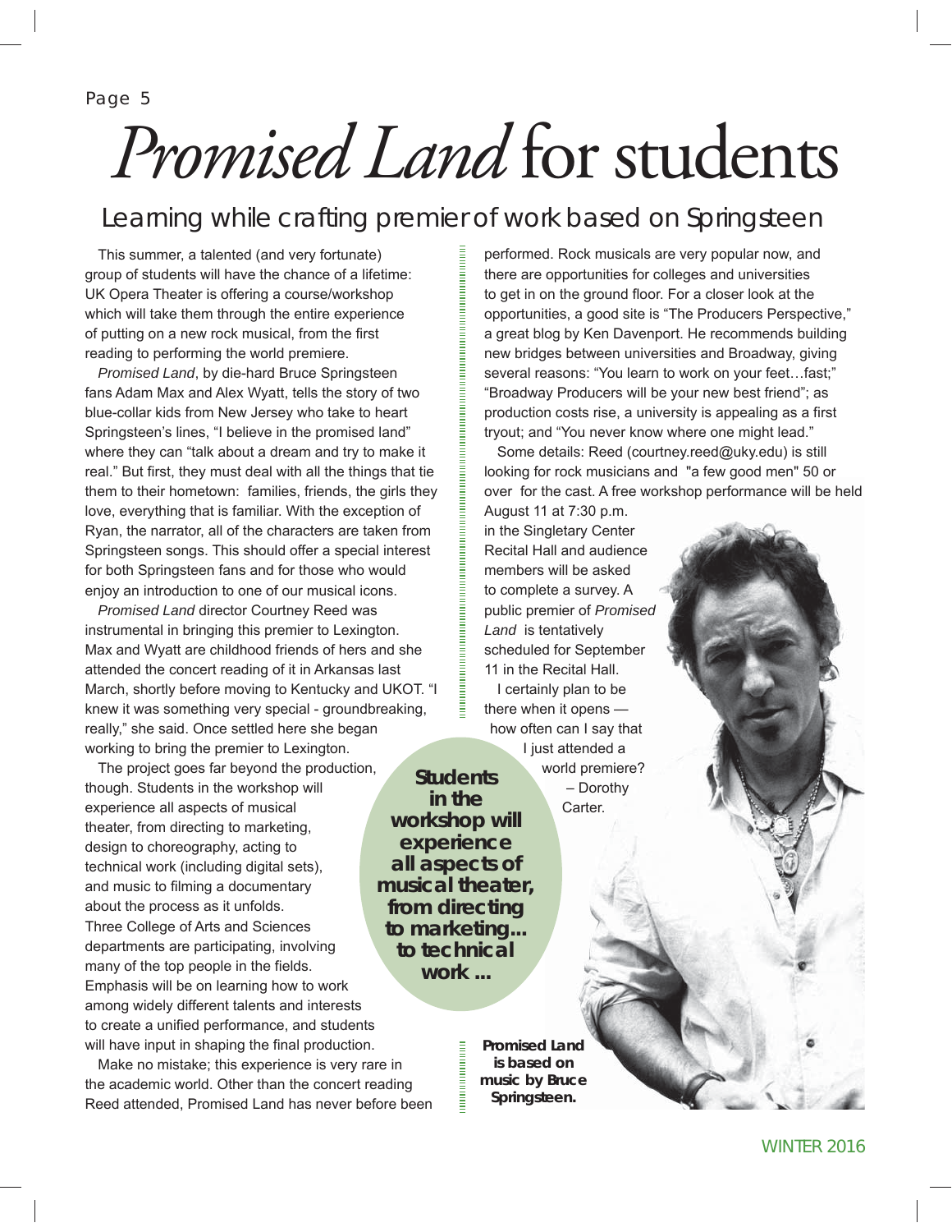# *Promised Land* for students

## Learning while crafting premier of work based on Springsteen

This summer, a talented (and very fortunate) group of students will have the chance of a lifetime: UK Opera Theater is offering a course/workshop which will take them through the entire experience of putting on a new rock musical, from the first reading to performing the world premiere.

*Promised Land*, by die-hard Bruce Springsteen fans Adam Max and Alex Wyatt, tells the story of two blue-collar kids from New Jersey who take to heart Springsteen's lines, "I believe in the promised land" where they can "talk about a dream and try to make it real." But first, they must deal with all the things that tie them to their hometown: families, friends, the girls they love, everything that is familiar. With the exception of Ryan, the narrator, all of the characters are taken from Springsteen songs. This should offer a special interest for both Springsteen fans and for those who would enjoy an introduction to one of our musical icons.

*Promised Land* director Courtney Reed was instrumental in bringing this premier to Lexington. Max and Wyatt are childhood friends of hers and she attended the concert reading of it in Arkansas last March, shortly before moving to Kentucky and UKOT. "I knew it was something very special - groundbreaking, really," she said. Once settled here she began working to bring the premier to Lexington.

The project goes far beyond the production, though. Students in the workshop will experience all aspects of musical theater, from directing to marketing, design to choreography, acting to technical work (including digital sets), and music to filming a documentary about the process as it unfolds. Three College of Arts and Sciences departments are participating, involving many of the top people in the fields. Emphasis will be on learning how to work among widely different talents and interests to create a unified performance, and students will have input in shaping the final production.

**Students in the workshop will experience all aspects of musical theater, from directing to marketing... to technical work ...**

Make no mistake; this experience is very rare in the academic world. Other than the concert reading Reed attended, Promised Land has never before been performed. Rock musicals are very popular now, and there are opportunities for colleges and universities to get in on the ground floor. For a closer look at the opportunities, a good site is "The Producers Perspective," a great blog by Ken Davenport. He recommends building new bridges between universities and Broadway, giving several reasons: "You learn to work on your feet…fast;" "Broadway Producers will be your new best friend"; as production costs rise, a university is appealing as a first tryout; and "You never know where one might lead."

Some details: Reed (courtney.reed@uky.edu) is still looking for rock musicians and "a few good men" 50 or over for the cast. A free workshop performance will be held August 11 at 7:30 p.m. in the Singletary Center Recital Hall and audience members will be asked to complete a survey. A public premier of *Promised Land* is tentatively scheduled for September 11 in the Recital Hall.

I certainly plan to be there when it opens — how often can I say that I just attended a world premiere?
– Dorothy Carter.

**Promised Land is based on music by Bruce Springsteen.**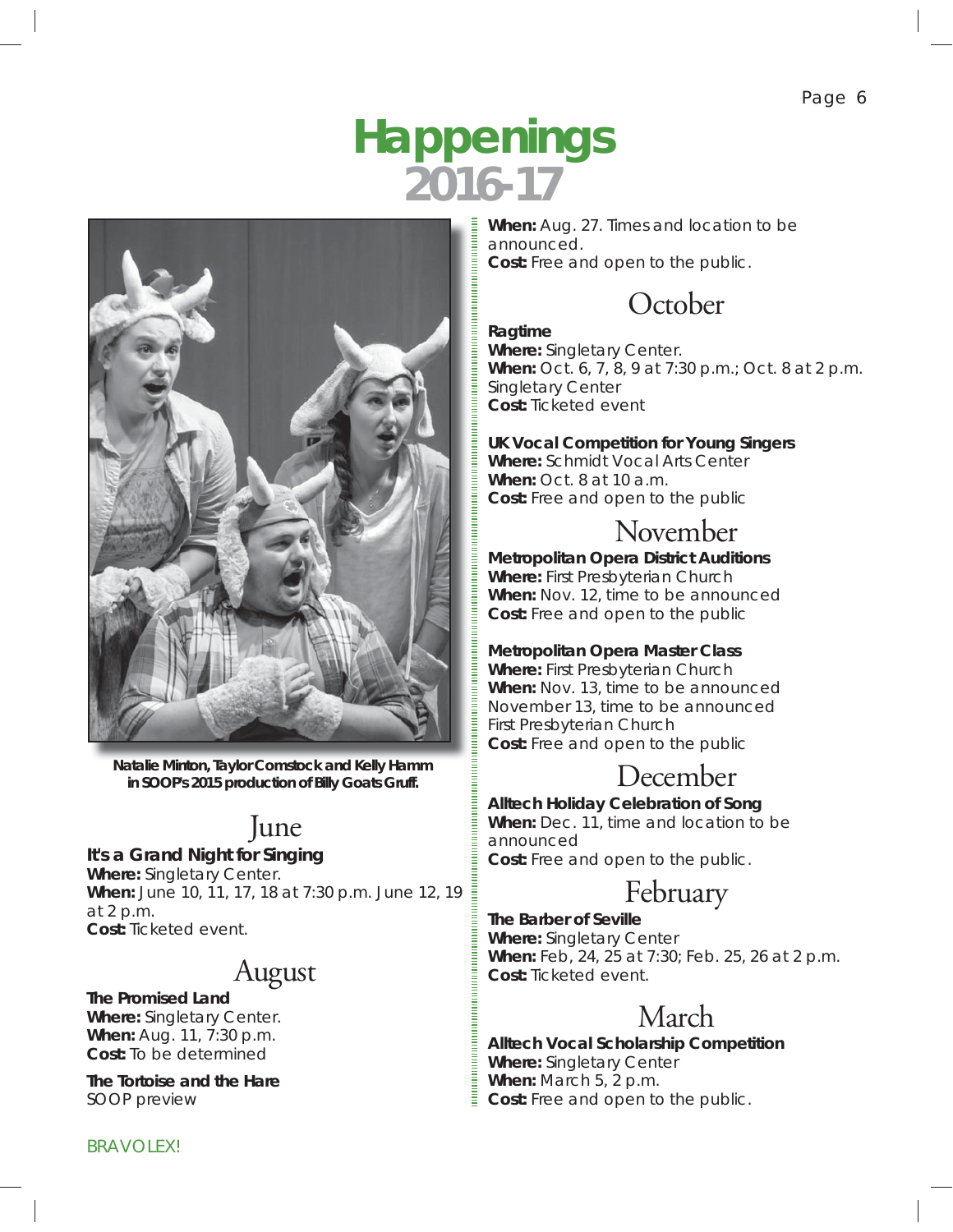# Happenings 2016-17

Natalie Minton, Taylor Comstock and Kelly Hamm in SOOP's 2015 production of Billy Goats Gruff.

## June

**It's a Grand Night for Singing**
**Where:** Singletary Center.
**When:** June 10, 11, 17, 18 at 7:30 p.m. June 12, 19 at 2 p.m.
**Cost:** Ticketed event.

## August

**The Promised Land**
**Where:** Singletary Center.
**When:** Aug. 11, 7:30 p.m.
**Cost:** To be determined

**The Tortoise and the Hare**
SOOP preview
**When:** Aug. 27. Times and location to be announced.
**Cost:** Free and open to the public.

## October

**Ragtime**
**Where:** Singletary Center.
**When:** Oct. 6, 7, 8, 9 at 7:30 p.m.; Oct. 8 at 2 p.m.
Singletary Center
**Cost:** Ticketed event

**UK Vocal Competition for Young Singers**
**Where:** Schmidt Vocal Arts Center
**When:** Oct. 8 at 10 a.m.
**Cost:** Free and open to the public

## November

**Metropolitan Opera District Auditions**
**Where:** First Presbyterian Church
**When:** Nov. 12, time to be announced
**Cost:** Free and open to the public

**Metropolitan Opera Master Class**
**Where:** First Presbyterian Church
**When:** Nov. 13, time to be announced
November 13, time to be announced
First Presbyterian Church
**Cost:** Free and open to the public

## December

**Alltech Holiday Celebration of Song**
**When:** Dec. 11, time and location to be announced
**Cost:** Free and open to the public.

## February

**The Barber of Seville**
**Where:** Singletary Center
**When:** Feb, 24, 25 at 7:30; Feb. 25, 26 at 2 p.m.
**Cost:** Ticketed event.

## March

**Alltech Vocal Scholarship Competition**
**Where:** Singletary Center
**When:** March 5, 2 p.m.
**Cost:** Free and open to the public.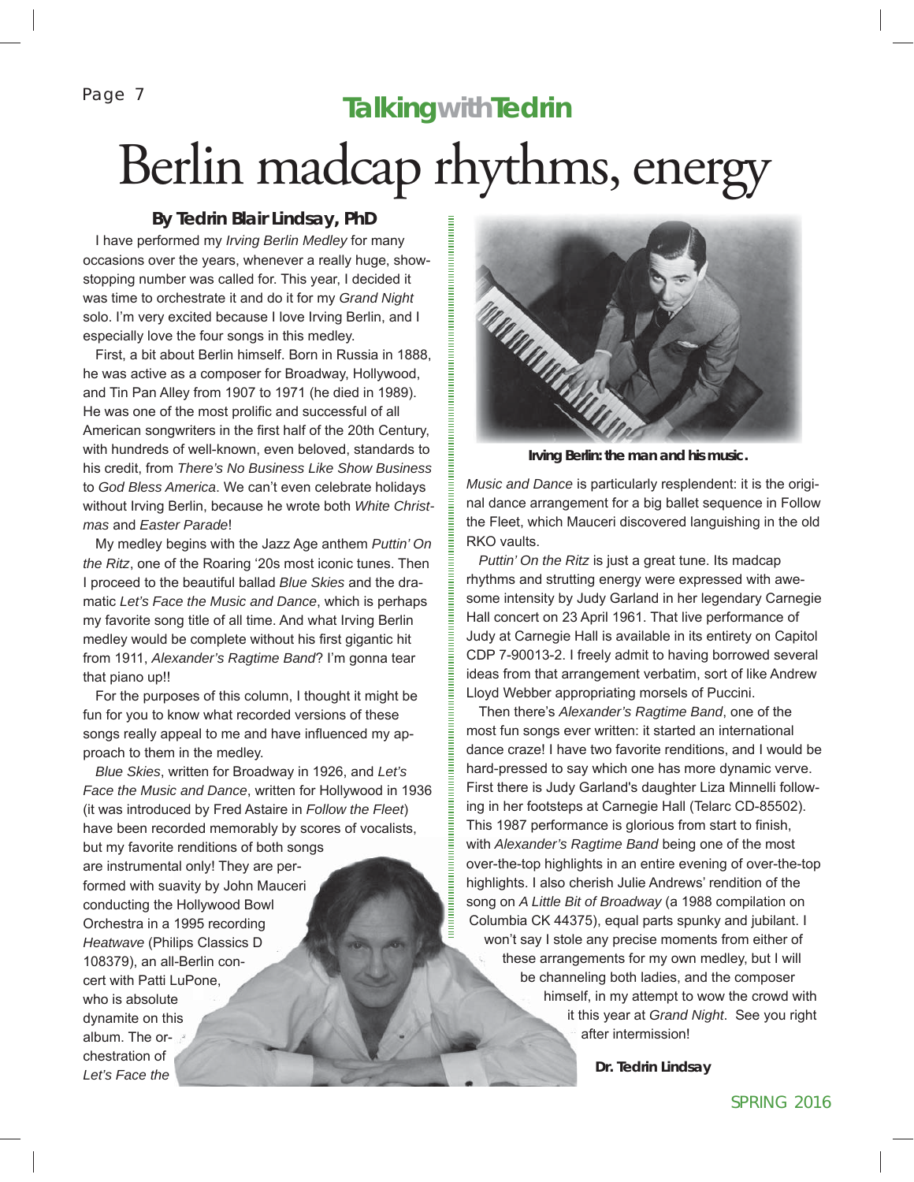## Talking with Tedrin

# Berlin madcap rhythms, energy

**By Tedrin Blair Lindsay, PhD**

I have performed my *Irving Berlin Medley* for many occasions over the years, whenever a really huge, show-stopping number was called for. This year, I decided it was time to orchestrate it and do it for my *Grand Night* solo. I'm very excited because I love Irving Berlin, and I especially love the four songs in this medley.

First, a bit about Berlin himself. Born in Russia in 1888, he was active as a composer for Broadway, Hollywood, and Tin Pan Alley from 1907 to 1971 (he died in 1989). He was one of the most prolific and successful of all American songwriters in the first half of the 20th Century, with hundreds of well-known, even beloved, standards to his credit, from *There's No Business Like Show Business* to *God Bless America*. We can't even celebrate holidays without Irving Berlin, because he wrote both *White Christmas* and *Easter Parade*!

My medley begins with the Jazz Age anthem *Puttin' On the Ritz*, one of the Roaring '20s most iconic tunes. Then I proceed to the beautiful ballad *Blue Skies* and the dramatic *Let's Face the Music and Dance*, which is perhaps my favorite song title of all time. And what Irving Berlin medley would be complete without his first gigantic hit from 1911, *Alexander's Ragtime Band*? I'm gonna tear that piano up!!

For the purposes of this column, I thought it might be fun for you to know what recorded versions of these songs really appeal to me and have influenced my approach to them in the medley.

*Blue Skies*, written for Broadway in 1926, and *Let's Face the Music and Dance*, written for Hollywood in 1936 (it was introduced by Fred Astaire in *Follow the Fleet*) have been recorded memorably by scores of vocalists, but my favorite renditions of both songs are instrumental only! They are performed with suavity by John Mauceri conducting the Hollywood Bowl Orchestra in a 1995 recording *Heatwave* (Philips Classics D 108379), an all-Berlin concert with Patti LuPone, who is absolute dynamite on this album. The orchestration of *Let's Face the Music and Dance* is particularly resplendent: it is the original dance arrangement for a big ballet sequence in Follow the Fleet, which Mauceri discovered languishing in the old RKO vaults.

Irving Berlin: the man and his music.

*Puttin' On the Ritz* is just a great tune. Its madcap rhythms and strutting energy were expressed with awesome intensity by Judy Garland in her legendary Carnegie Hall concert on 23 April 1961. That live performance of Judy at Carnegie Hall is available in its entirety on Capitol CDP 7-90013-2. I freely admit to having borrowed several ideas from that arrangement verbatim, sort of like Andrew Lloyd Webber appropriating morsels of Puccini.

Then there's *Alexander's Ragtime Band*, one of the most fun songs ever written: it started an international dance craze! I have two favorite renditions, and I would be hard-pressed to say which one has more dynamic verve. First there is Judy Garland's daughter Liza Minnelli following in her footsteps at Carnegie Hall (Telarc CD-85502). This 1987 performance is glorious from start to finish, with *Alexander's Ragtime Band* being one of the most over-the-top highlights in an entire evening of over-the-top highlights. I also cherish Julie Andrews' rendition of the song on *A Little Bit of Broadway* (a 1988 compilation on Columbia CK 44375), equal parts spunky and jubilant. I won't say I stole any precise moments from either of these arrangements for my own medley, but I will be channeling both ladies, and the composer himself, in my attempt to wow the crowd with it this year at *Grand Night*. See you right after intermission!

**Dr. Tedrin Lindsay**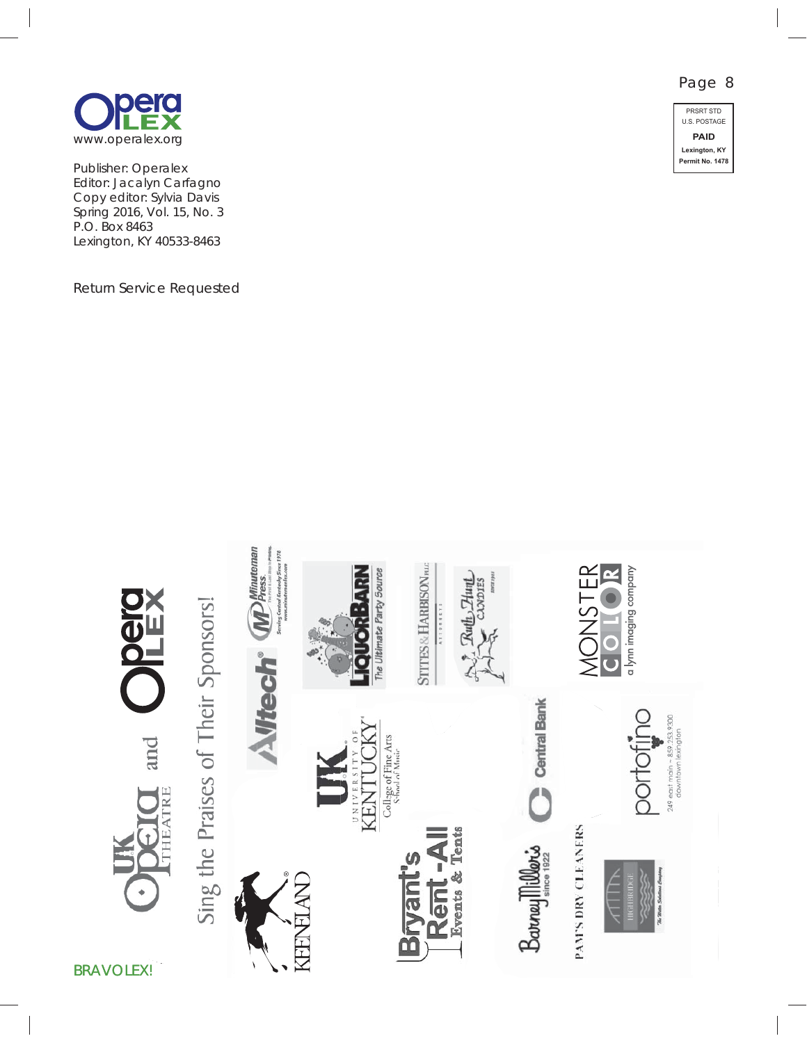www.operalex.org

Publisher: Operalex
Editor: Jacalyn Carfagno
Copy editor: Sylvia Davis
Spring 2016, Vol. 15, No. 3
P.O. Box 8463
Lexington, KY 40533-8463

PRSRT STD
U.S. POSTAGE
**PAID**
**Lexington, KY**
**Permit No. 1478**

Return Service Requested

UK Opera Theatre and Opera Lex

Sing the Praises of Their Sponsors!

Keeneland

Alltech

Minuteman Press — Serving Central Kentucky Since 1978 — www.minutemanlex.com

Liquor Barn — The Ultimate Party Source

Sites & Harbison PLLC — Attorneys

Ruth Hunt Candies — Since 1921

University of Kentucky — College of Fine Arts, School of Music

Central Bank

Monster Color — a lynn imaging company

Bryant's Rent-All — Events & Tents

Barney Miller's — since 1922

Pam's Dry Cleaners

Highbridge — The Water Solutions Company

portofino — 249 east main ~ 859.253.9300 — downtown lexington

BRAVOLEX!